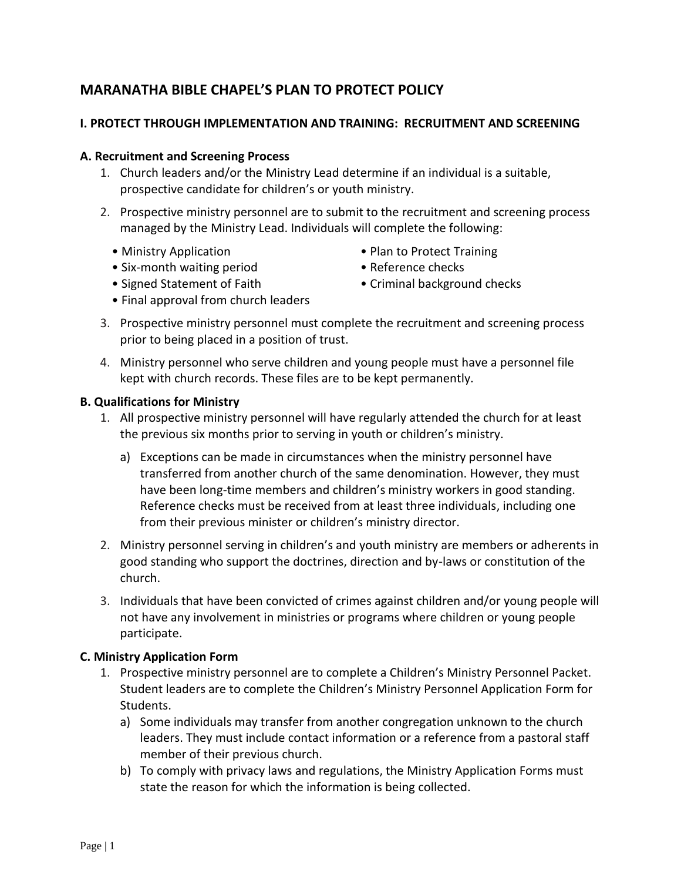# MARANATHA BIBLE CHAPEL'S PLAN TO PROTECT POLICY

## I. PROTECT THROUGH IMPLEMENTATION AND TRAINING: RECRUITMENT AND SCREENING

### A. Recruitment and Screening Process

1. Church leaders and/or the Ministry Lead determine if an individual is a suitable, prospective candidate for children's or youth ministry.
2. Prospective ministry personnel are to submit to the recruitment and screening process managed by the Ministry Lead. Individuals will complete the following:
   - Ministry Application
   - Six-month waiting period
   - Signed Statement of Faith
   - Final approval from church leaders
   - Plan to Protect Training
   - Reference checks
   - Criminal background checks
3. Prospective ministry personnel must complete the recruitment and screening process prior to being placed in a position of trust.
4. Ministry personnel who serve children and young people must have a personnel file kept with church records. These files are to be kept permanently.

### B. Qualifications for Ministry

1. All prospective ministry personnel will have regularly attended the church for at least the previous six months prior to serving in youth or children's ministry.
   a) Exceptions can be made in circumstances when the ministry personnel have transferred from another church of the same denomination. However, they must have been long-time members and children's ministry workers in good standing. Reference checks must be received from at least three individuals, including one from their previous minister or children's ministry director.
2. Ministry personnel serving in children's and youth ministry are members or adherents in good standing who support the doctrines, direction and by-laws or constitution of the church.
3. Individuals that have been convicted of crimes against children and/or young people will not have any involvement in ministries or programs where children or young people participate.

### C. Ministry Application Form

1. Prospective ministry personnel are to complete a Children's Ministry Personnel Packet. Student leaders are to complete the Children's Ministry Personnel Application Form for Students.
   a) Some individuals may transfer from another congregation unknown to the church leaders. They must include contact information or a reference from a pastoral staff member of their previous church.
   b) To comply with privacy laws and regulations, the Ministry Application Forms must state the reason for which the information is being collected.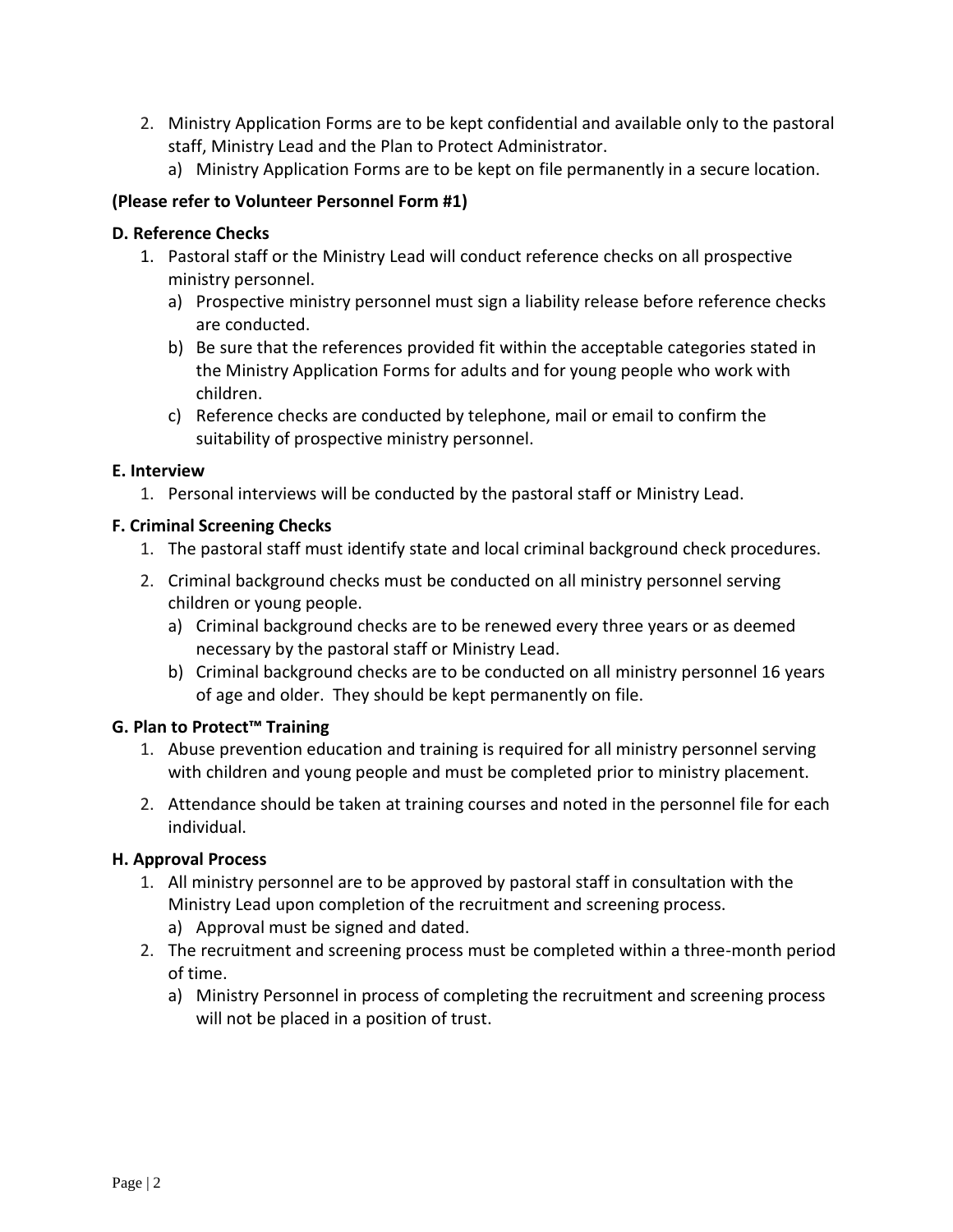2. Ministry Application Forms are to be kept confidential and available only to the pastoral staff, Ministry Lead and the Plan to Protect Administrator.
   a) Ministry Application Forms are to be kept on file permanently in a secure location.

**(Please refer to Volunteer Personnel Form #1)**

**D. Reference Checks**

1. Pastoral staff or the Ministry Lead will conduct reference checks on all prospective ministry personnel.
   a) Prospective ministry personnel must sign a liability release before reference checks are conducted.
   b) Be sure that the references provided fit within the acceptable categories stated in the Ministry Application Forms for adults and for young people who work with children.
   c) Reference checks are conducted by telephone, mail or email to confirm the suitability of prospective ministry personnel.

**E. Interview**

1. Personal interviews will be conducted by the pastoral staff or Ministry Lead.

**F. Criminal Screening Checks**

1. The pastoral staff must identify state and local criminal background check procedures.
2. Criminal background checks must be conducted on all ministry personnel serving children or young people.
   a) Criminal background checks are to be renewed every three years or as deemed necessary by the pastoral staff or Ministry Lead.
   b) Criminal background checks are to be conducted on all ministry personnel 16 years of age and older. They should be kept permanently on file.

**G. Plan to Protect™ Training**

1. Abuse prevention education and training is required for all ministry personnel serving with children and young people and must be completed prior to ministry placement.
2. Attendance should be taken at training courses and noted in the personnel file for each individual.

**H. Approval Process**

1. All ministry personnel are to be approved by pastoral staff in consultation with the Ministry Lead upon completion of the recruitment and screening process.
   a) Approval must be signed and dated.
2. The recruitment and screening process must be completed within a three-month period of time.
   a) Ministry Personnel in process of completing the recruitment and screening process will not be placed in a position of trust.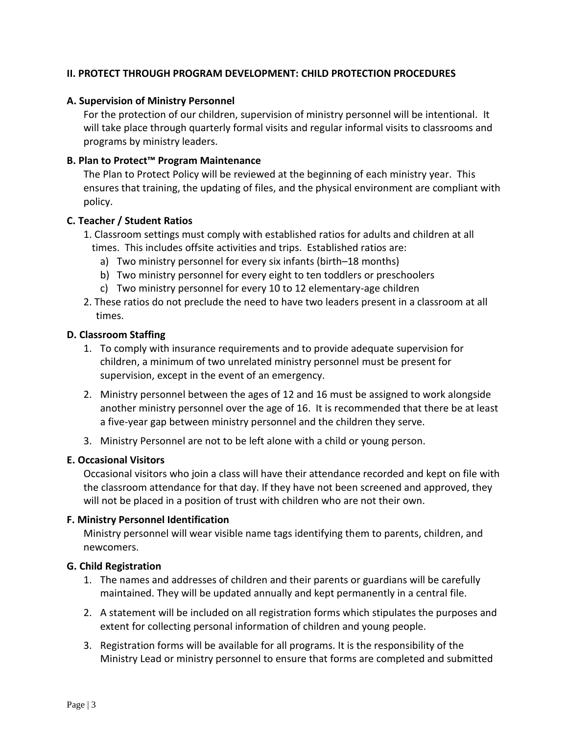## II. PROTECT THROUGH PROGRAM DEVELOPMENT: CHILD PROTECTION PROCEDURES

### A. Supervision of Ministry Personnel

For the protection of our children, supervision of ministry personnel will be intentional. It will take place through quarterly formal visits and regular informal visits to classrooms and programs by ministry leaders.

### B. Plan to Protect™ Program Maintenance

The Plan to Protect Policy will be reviewed at the beginning of each ministry year. This ensures that training, the updating of files, and the physical environment are compliant with policy.

### C. Teacher / Student Ratios

1. Classroom settings must comply with established ratios for adults and children at all times. This includes offsite activities and trips. Established ratios are:
   a) Two ministry personnel for every six infants (birth–18 months)
   b) Two ministry personnel for every eight to ten toddlers or preschoolers
   c) Two ministry personnel for every 10 to 12 elementary-age children
2. These ratios do not preclude the need to have two leaders present in a classroom at all times.

### D. Classroom Staffing

1. To comply with insurance requirements and to provide adequate supervision for children, a minimum of two unrelated ministry personnel must be present for supervision, except in the event of an emergency.
2. Ministry personnel between the ages of 12 and 16 must be assigned to work alongside another ministry personnel over the age of 16. It is recommended that there be at least a five-year gap between ministry personnel and the children they serve.
3. Ministry Personnel are not to be left alone with a child or young person.

### E. Occasional Visitors

Occasional visitors who join a class will have their attendance recorded and kept on file with the classroom attendance for that day. If they have not been screened and approved, they will not be placed in a position of trust with children who are not their own.

### F. Ministry Personnel Identification

Ministry personnel will wear visible name tags identifying them to parents, children, and newcomers.

### G. Child Registration

1. The names and addresses of children and their parents or guardians will be carefully maintained. They will be updated annually and kept permanently in a central file.
2. A statement will be included on all registration forms which stipulates the purposes and extent for collecting personal information of children and young people.
3. Registration forms will be available for all programs. It is the responsibility of the Ministry Lead or ministry personnel to ensure that forms are completed and submitted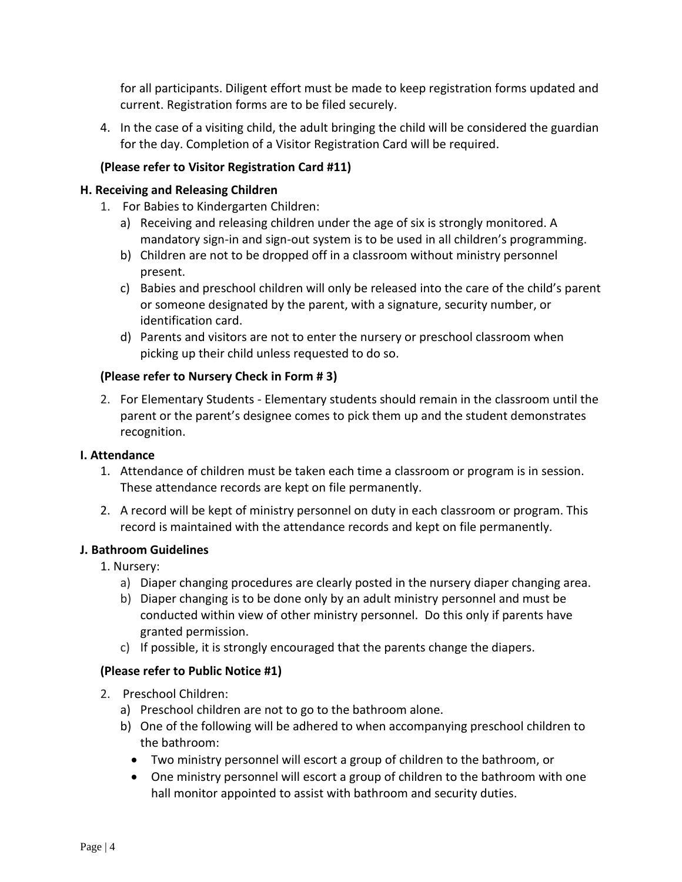for all participants. Diligent effort must be made to keep registration forms updated and current. Registration forms are to be filed securely.

4. In the case of a visiting child, the adult bringing the child will be considered the guardian for the day. Completion of a Visitor Registration Card will be required.

**(Please refer to Visitor Registration Card #11)**

**H. Receiving and Releasing Children**

1. For Babies to Kindergarten Children:
   a) Receiving and releasing children under the age of six is strongly monitored. A mandatory sign-in and sign-out system is to be used in all children's programming.
   b) Children are not to be dropped off in a classroom without ministry personnel present.
   c) Babies and preschool children will only be released into the care of the child's parent or someone designated by the parent, with a signature, security number, or identification card.
   d) Parents and visitors are not to enter the nursery or preschool classroom when picking up their child unless requested to do so.

**(Please refer to Nursery Check in Form # 3)**

2. For Elementary Students - Elementary students should remain in the classroom until the parent or the parent's designee comes to pick them up and the student demonstrates recognition.

**I. Attendance**

1. Attendance of children must be taken each time a classroom or program is in session. These attendance records are kept on file permanently.
2. A record will be kept of ministry personnel on duty in each classroom or program. This record is maintained with the attendance records and kept on file permanently.

**J. Bathroom Guidelines**

1. Nursery:
   a) Diaper changing procedures are clearly posted in the nursery diaper changing area.
   b) Diaper changing is to be done only by an adult ministry personnel and must be conducted within view of other ministry personnel. Do this only if parents have granted permission.
   c) If possible, it is strongly encouraged that the parents change the diapers.

**(Please refer to Public Notice #1)**

2. Preschool Children:
   a) Preschool children are not to go to the bathroom alone.
   b) One of the following will be adhered to when accompanying preschool children to the bathroom:
      - Two ministry personnel will escort a group of children to the bathroom, or
      - One ministry personnel will escort a group of children to the bathroom with one hall monitor appointed to assist with bathroom and security duties.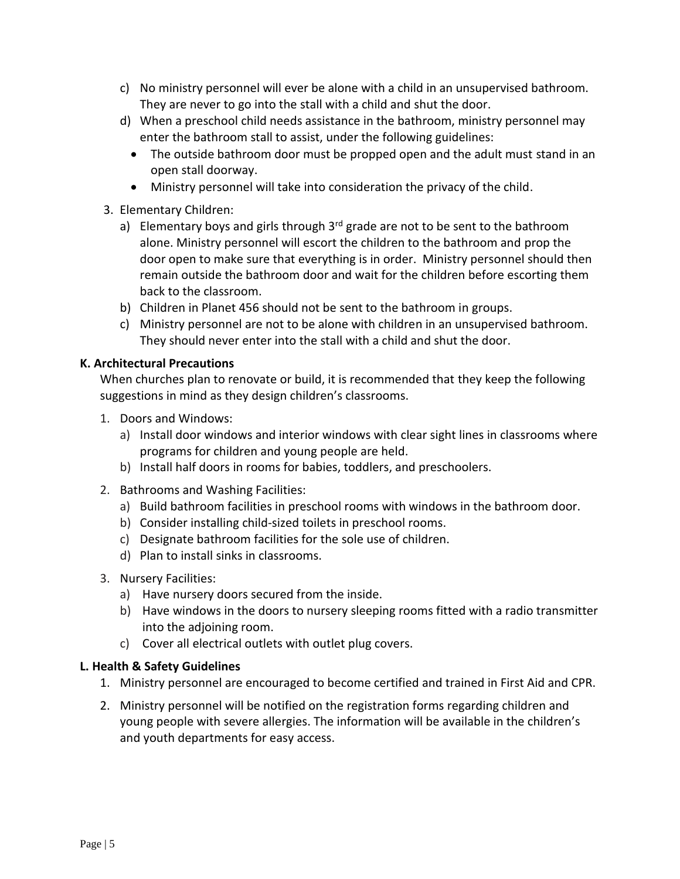c) No ministry personnel will ever be alone with a child in an unsupervised bathroom. They are never to go into the stall with a child and shut the door.

d) When a preschool child needs assistance in the bathroom, ministry personnel may enter the bathroom stall to assist, under the following guidelines:
   - The outside bathroom door must be propped open and the adult must stand in an open stall doorway.
   - Ministry personnel will take into consideration the privacy of the child.

3. Elementary Children:
   a) Elementary boys and girls through 3rd grade are not to be sent to the bathroom alone. Ministry personnel will escort the children to the bathroom and prop the door open to make sure that everything is in order. Ministry personnel should then remain outside the bathroom door and wait for the children before escorting them back to the classroom.
   b) Children in Planet 456 should not be sent to the bathroom in groups.
   c) Ministry personnel are not to be alone with children in an unsupervised bathroom. They should never enter into the stall with a child and shut the door.

**K. Architectural Precautions**

When churches plan to renovate or build, it is recommended that they keep the following suggestions in mind as they design children's classrooms.

1. Doors and Windows:
   a) Install door windows and interior windows with clear sight lines in classrooms where programs for children and young people are held.
   b) Install half doors in rooms for babies, toddlers, and preschoolers.
2. Bathrooms and Washing Facilities:
   a) Build bathroom facilities in preschool rooms with windows in the bathroom door.
   b) Consider installing child-sized toilets in preschool rooms.
   c) Designate bathroom facilities for the sole use of children.
   d) Plan to install sinks in classrooms.
3. Nursery Facilities:
   a) Have nursery doors secured from the inside.
   b) Have windows in the doors to nursery sleeping rooms fitted with a radio transmitter into the adjoining room.
   c) Cover all electrical outlets with outlet plug covers.

**L. Health & Safety Guidelines**

1. Ministry personnel are encouraged to become certified and trained in First Aid and CPR.
2. Ministry personnel will be notified on the registration forms regarding children and young people with severe allergies. The information will be available in the children's and youth departments for easy access.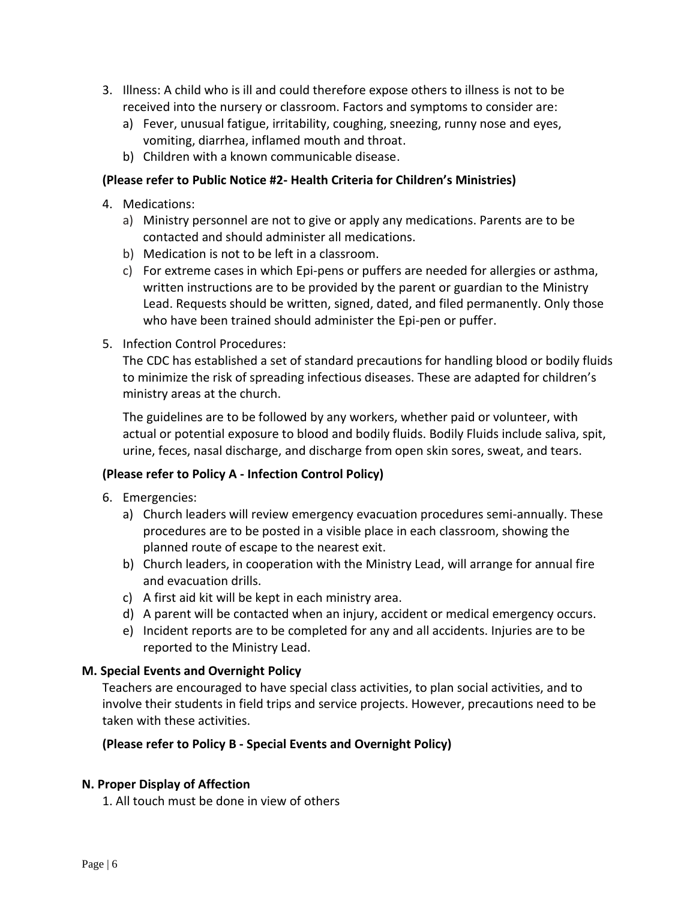3. Illness: A child who is ill and could therefore expose others to illness is not to be received into the nursery or classroom. Factors and symptoms to consider are:
   a) Fever, unusual fatigue, irritability, coughing, sneezing, runny nose and eyes, vomiting, diarrhea, inflamed mouth and throat.
   b) Children with a known communicable disease.

**(Please refer to Public Notice #2- Health Criteria for Children's Ministries)**

4. Medications:
   a) Ministry personnel are not to give or apply any medications. Parents are to be contacted and should administer all medications.
   b) Medication is not to be left in a classroom.
   c) For extreme cases in which Epi-pens or puffers are needed for allergies or asthma, written instructions are to be provided by the parent or guardian to the Ministry Lead. Requests should be written, signed, dated, and filed permanently. Only those who have been trained should administer the Epi-pen or puffer.

5. Infection Control Procedures:

   The CDC has established a set of standard precautions for handling blood or bodily fluids to minimize the risk of spreading infectious diseases. These are adapted for children's ministry areas at the church.

   The guidelines are to be followed by any workers, whether paid or volunteer, with actual or potential exposure to blood and bodily fluids. Bodily Fluids include saliva, spit, urine, feces, nasal discharge, and discharge from open skin sores, sweat, and tears.

**(Please refer to Policy A - Infection Control Policy)**

6. Emergencies:
   a) Church leaders will review emergency evacuation procedures semi-annually. These procedures are to be posted in a visible place in each classroom, showing the planned route of escape to the nearest exit.
   b) Church leaders, in cooperation with the Ministry Lead, will arrange for annual fire and evacuation drills.
   c) A first aid kit will be kept in each ministry area.
   d) A parent will be contacted when an injury, accident or medical emergency occurs.
   e) Incident reports are to be completed for any and all accidents. Injuries are to be reported to the Ministry Lead.

**M. Special Events and Overnight Policy**

Teachers are encouraged to have special class activities, to plan social activities, and to involve their students in field trips and service projects. However, precautions need to be taken with these activities.

**(Please refer to Policy B - Special Events and Overnight Policy)**

**N. Proper Display of Affection**

1. All touch must be done in view of others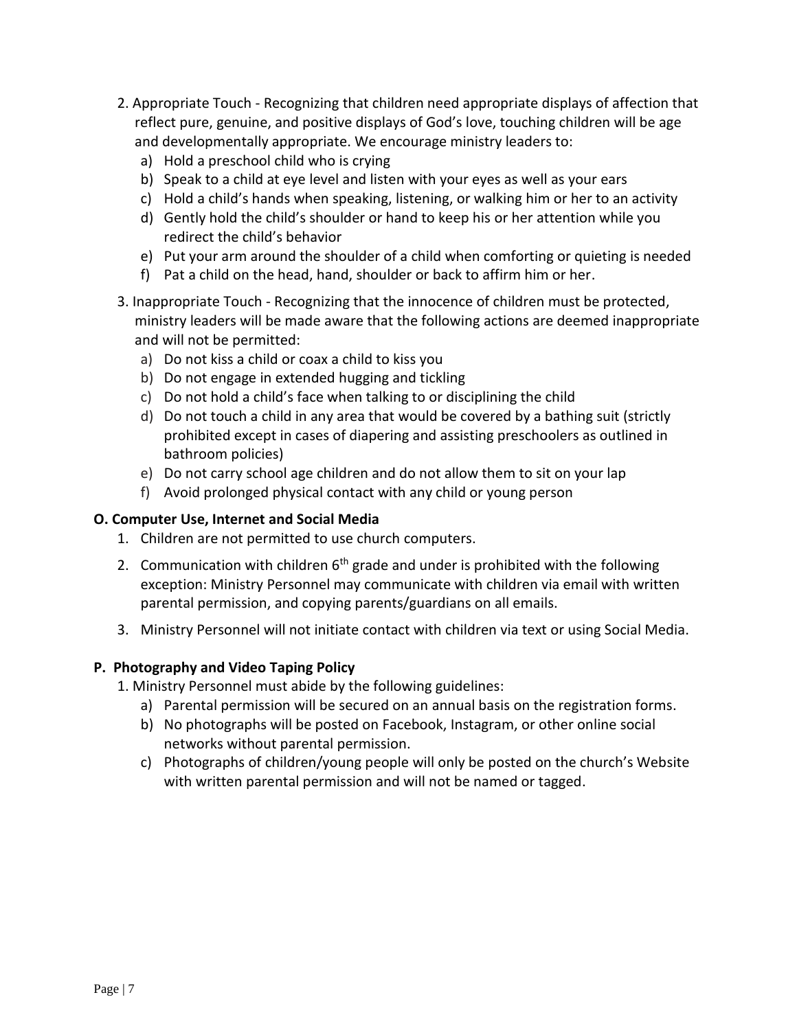2. Appropriate Touch - Recognizing that children need appropriate displays of affection that reflect pure, genuine, and positive displays of God's love, touching children will be age and developmentally appropriate. We encourage ministry leaders to:
   a) Hold a preschool child who is crying
   b) Speak to a child at eye level and listen with your eyes as well as your ears
   c) Hold a child's hands when speaking, listening, or walking him or her to an activity
   d) Gently hold the child's shoulder or hand to keep his or her attention while you redirect the child's behavior
   e) Put your arm around the shoulder of a child when comforting or quieting is needed
   f) Pat a child on the head, hand, shoulder or back to affirm him or her.

3. Inappropriate Touch - Recognizing that the innocence of children must be protected, ministry leaders will be made aware that the following actions are deemed inappropriate and will not be permitted:
   a) Do not kiss a child or coax a child to kiss you
   b) Do not engage in extended hugging and tickling
   c) Do not hold a child's face when talking to or disciplining the child
   d) Do not touch a child in any area that would be covered by a bathing suit (strictly prohibited except in cases of diapering and assisting preschoolers as outlined in bathroom policies)
   e) Do not carry school age children and do not allow them to sit on your lap
   f) Avoid prolonged physical contact with any child or young person

**O. Computer Use, Internet and Social Media**

1. Children are not permitted to use church computers.
2. Communication with children 6th grade and under is prohibited with the following exception: Ministry Personnel may communicate with children via email with written parental permission, and copying parents/guardians on all emails.
3. Ministry Personnel will not initiate contact with children via text or using Social Media.

**P. Photography and Video Taping Policy**

1. Ministry Personnel must abide by the following guidelines:
   a) Parental permission will be secured on an annual basis on the registration forms.
   b) No photographs will be posted on Facebook, Instagram, or other online social networks without parental permission.
   c) Photographs of children/young people will only be posted on the church's Website with written parental permission and will not be named or tagged.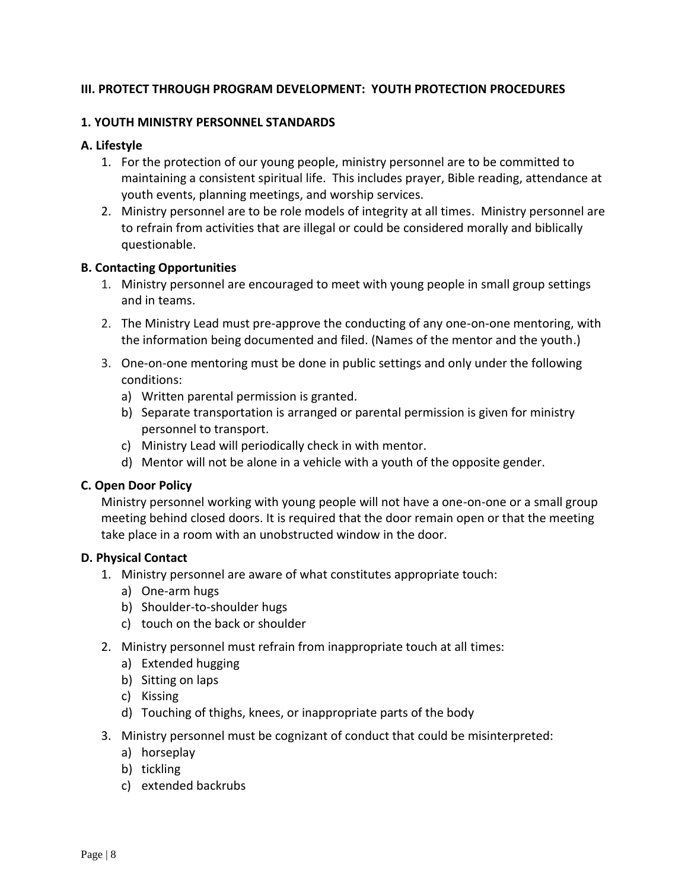## III. PROTECT THROUGH PROGRAM DEVELOPMENT: YOUTH PROTECTION PROCEDURES

### 1. YOUTH MINISTRY PERSONNEL STANDARDS

#### A. Lifestyle

1. For the protection of our young people, ministry personnel are to be committed to maintaining a consistent spiritual life. This includes prayer, Bible reading, attendance at youth events, planning meetings, and worship services.
2. Ministry personnel are to be role models of integrity at all times. Ministry personnel are to refrain from activities that are illegal or could be considered morally and biblically questionable.

#### B. Contacting Opportunities

1. Ministry personnel are encouraged to meet with young people in small group settings and in teams.
2. The Ministry Lead must pre-approve the conducting of any one-on-one mentoring, with the information being documented and filed. (Names of the mentor and the youth.)
3. One-on-one mentoring must be done in public settings and only under the following conditions:
   a) Written parental permission is granted.
   b) Separate transportation is arranged or parental permission is given for ministry personnel to transport.
   c) Ministry Lead will periodically check in with mentor.
   d) Mentor will not be alone in a vehicle with a youth of the opposite gender.

#### C. Open Door Policy

Ministry personnel working with young people will not have a one-on-one or a small group meeting behind closed doors. It is required that the door remain open or that the meeting take place in a room with an unobstructed window in the door.

#### D. Physical Contact

1. Ministry personnel are aware of what constitutes appropriate touch:
   a) One-arm hugs
   b) Shoulder-to-shoulder hugs
   c) touch on the back or shoulder
2. Ministry personnel must refrain from inappropriate touch at all times:
   a) Extended hugging
   b) Sitting on laps
   c) Kissing
   d) Touching of thighs, knees, or inappropriate parts of the body
3. Ministry personnel must be cognizant of conduct that could be misinterpreted:
   a) horseplay
   b) tickling
   c) extended backrubs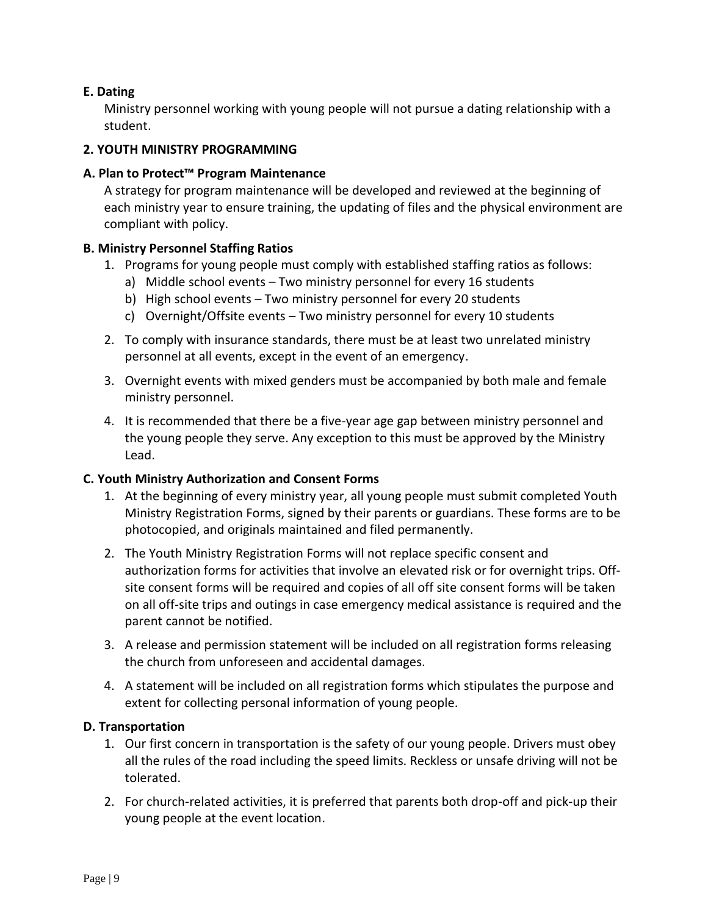**E. Dating**

Ministry personnel working with young people will not pursue a dating relationship with a student.

**2. YOUTH MINISTRY PROGRAMMING**

**A. Plan to Protect™ Program Maintenance**

A strategy for program maintenance will be developed and reviewed at the beginning of each ministry year to ensure training, the updating of files and the physical environment are compliant with policy.

**B. Ministry Personnel Staffing Ratios**

1. Programs for young people must comply with established staffing ratios as follows:
   a) Middle school events – Two ministry personnel for every 16 students
   b) High school events – Two ministry personnel for every 20 students
   c) Overnight/Offsite events – Two ministry personnel for every 10 students
2. To comply with insurance standards, there must be at least two unrelated ministry personnel at all events, except in the event of an emergency.
3. Overnight events with mixed genders must be accompanied by both male and female ministry personnel.
4. It is recommended that there be a five-year age gap between ministry personnel and the young people they serve. Any exception to this must be approved by the Ministry Lead.

**C. Youth Ministry Authorization and Consent Forms**

1. At the beginning of every ministry year, all young people must submit completed Youth Ministry Registration Forms, signed by their parents or guardians. These forms are to be photocopied, and originals maintained and filed permanently.
2. The Youth Ministry Registration Forms will not replace specific consent and authorization forms for activities that involve an elevated risk or for overnight trips. Off-site consent forms will be required and copies of all off site consent forms will be taken on all off-site trips and outings in case emergency medical assistance is required and the parent cannot be notified.
3. A release and permission statement will be included on all registration forms releasing the church from unforeseen and accidental damages.
4. A statement will be included on all registration forms which stipulates the purpose and extent for collecting personal information of young people.

**D. Transportation**

1. Our first concern in transportation is the safety of our young people. Drivers must obey all the rules of the road including the speed limits. Reckless or unsafe driving will not be tolerated.
2. For church-related activities, it is preferred that parents both drop-off and pick-up their young people at the event location.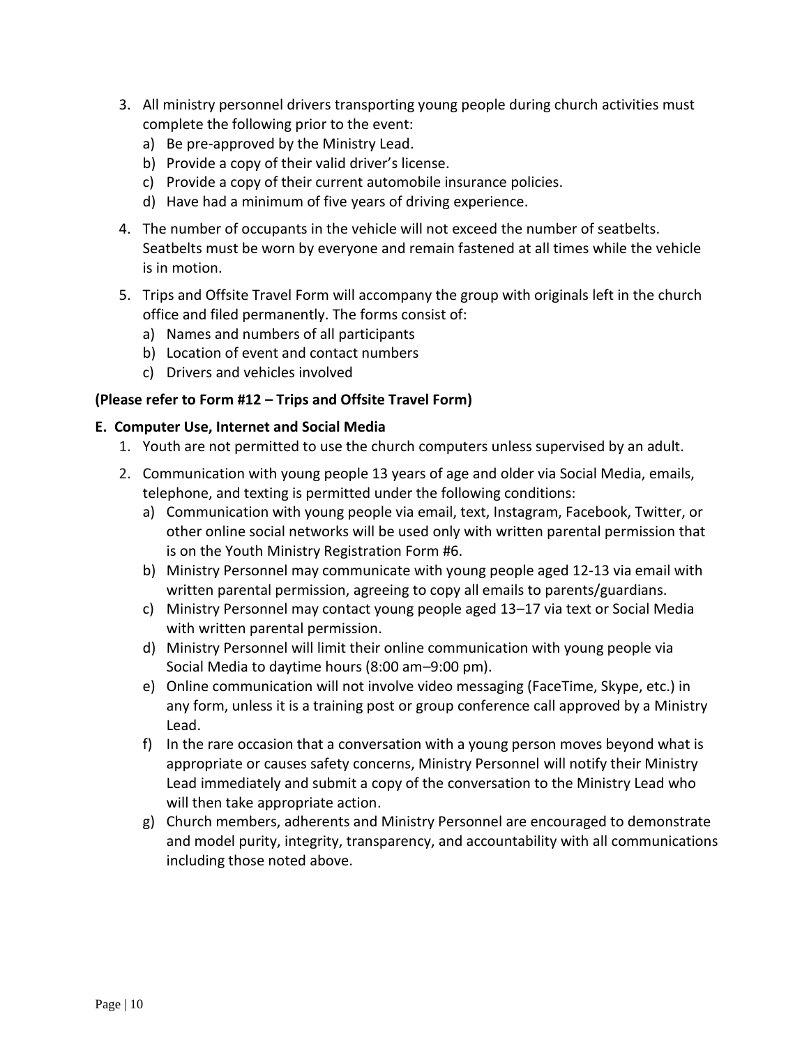3. All ministry personnel drivers transporting young people during church activities must complete the following prior to the event:
   a) Be pre-approved by the Ministry Lead.
   b) Provide a copy of their valid driver's license.
   c) Provide a copy of their current automobile insurance policies.
   d) Have had a minimum of five years of driving experience.
4. The number of occupants in the vehicle will not exceed the number of seatbelts. Seatbelts must be worn by everyone and remain fastened at all times while the vehicle is in motion.
5. Trips and Offsite Travel Form will accompany the group with originals left in the church office and filed permanently. The forms consist of:
   a) Names and numbers of all participants
   b) Location of event and contact numbers
   c) Drivers and vehicles involved

**(Please refer to Form #12 – Trips and Offsite Travel Form)**

**E. Computer Use, Internet and Social Media**

1. Youth are not permitted to use the church computers unless supervised by an adult.
2. Communication with young people 13 years of age and older via Social Media, emails, telephone, and texting is permitted under the following conditions:
   a) Communication with young people via email, text, Instagram, Facebook, Twitter, or other online social networks will be used only with written parental permission that is on the Youth Ministry Registration Form #6.
   b) Ministry Personnel may communicate with young people aged 12-13 via email with written parental permission, agreeing to copy all emails to parents/guardians.
   c) Ministry Personnel may contact young people aged 13–17 via text or Social Media with written parental permission.
   d) Ministry Personnel will limit their online communication with young people via Social Media to daytime hours (8:00 am–9:00 pm).
   e) Online communication will not involve video messaging (FaceTime, Skype, etc.) in any form, unless it is a training post or group conference call approved by a Ministry Lead.
   f) In the rare occasion that a conversation with a young person moves beyond what is appropriate or causes safety concerns, Ministry Personnel will notify their Ministry Lead immediately and submit a copy of the conversation to the Ministry Lead who will then take appropriate action.
   g) Church members, adherents and Ministry Personnel are encouraged to demonstrate and model purity, integrity, transparency, and accountability with all communications including those noted above.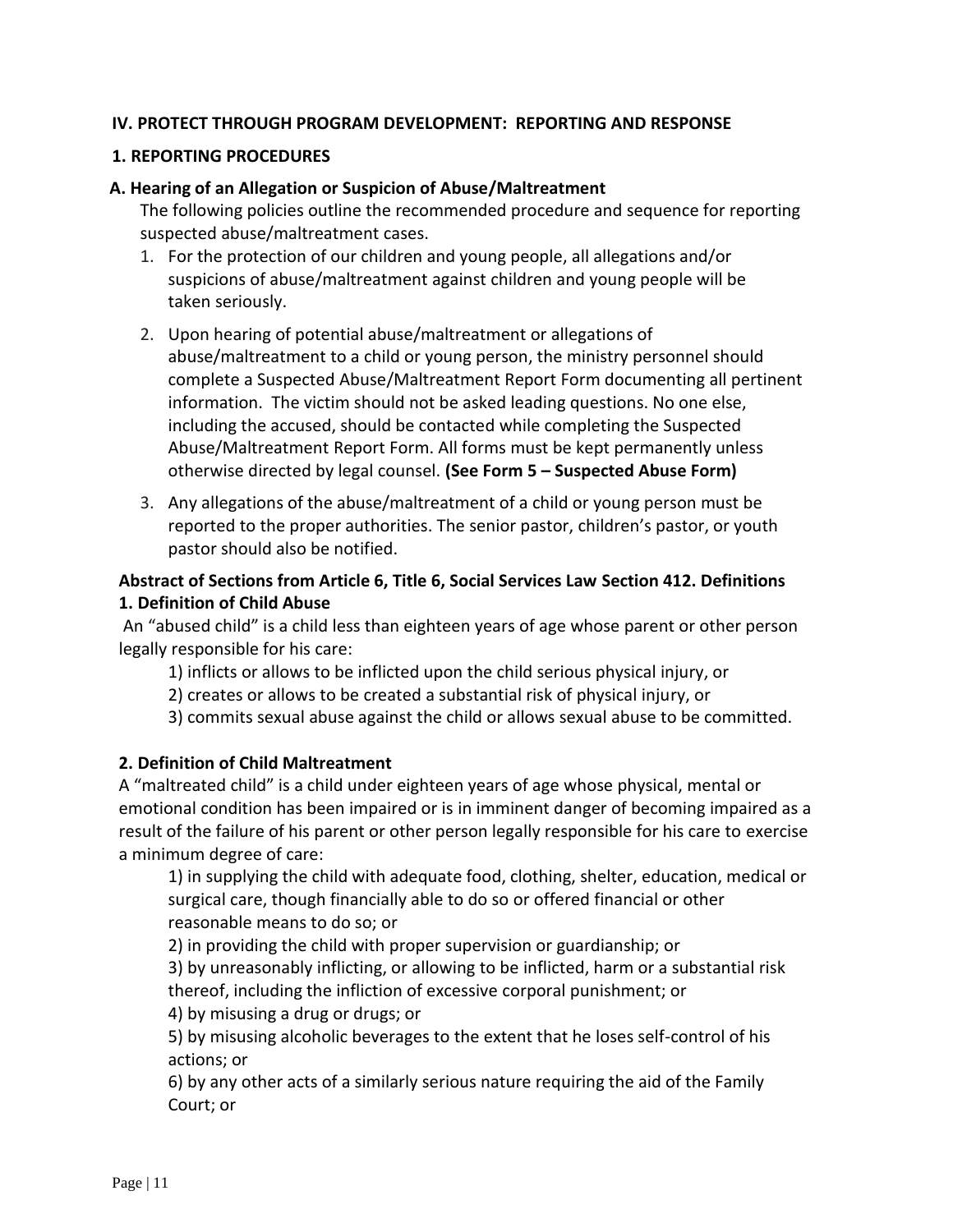## IV. PROTECT THROUGH PROGRAM DEVELOPMENT: REPORTING AND RESPONSE

### 1. REPORTING PROCEDURES

#### A. Hearing of an Allegation or Suspicion of Abuse/Maltreatment

The following policies outline the recommended procedure and sequence for reporting suspected abuse/maltreatment cases.

1. For the protection of our children and young people, all allegations and/or suspicions of abuse/maltreatment against children and young people will be taken seriously.
2. Upon hearing of potential abuse/maltreatment or allegations of abuse/maltreatment to a child or young person, the ministry personnel should complete a Suspected Abuse/Maltreatment Report Form documenting all pertinent information. The victim should not be asked leading questions. No one else, including the accused, should be contacted while completing the Suspected Abuse/Maltreatment Report Form. All forms must be kept permanently unless otherwise directed by legal counsel. **(See Form 5 – Suspected Abuse Form)**
3. Any allegations of the abuse/maltreatment of a child or young person must be reported to the proper authorities. The senior pastor, children's pastor, or youth pastor should also be notified.

**Abstract of Sections from Article 6, Title 6, Social Services Law Section 412. Definitions**
**1. Definition of Child Abuse**

An "abused child" is a child less than eighteen years of age whose parent or other person legally responsible for his care:

1) inflicts or allows to be inflicted upon the child serious physical injury, or
2) creates or allows to be created a substantial risk of physical injury, or
3) commits sexual abuse against the child or allows sexual abuse to be committed.

**2. Definition of Child Maltreatment**

A "maltreated child" is a child under eighteen years of age whose physical, mental or emotional condition has been impaired or is in imminent danger of becoming impaired as a result of the failure of his parent or other person legally responsible for his care to exercise a minimum degree of care:

1) in supplying the child with adequate food, clothing, shelter, education, medical or surgical care, though financially able to do so or offered financial or other reasonable means to do so; or
2) in providing the child with proper supervision or guardianship; or
3) by unreasonably inflicting, or allowing to be inflicted, harm or a substantial risk thereof, including the infliction of excessive corporal punishment; or
4) by misusing a drug or drugs; or
5) by misusing alcoholic beverages to the extent that he loses self-control of his actions; or
6) by any other acts of a similarly serious nature requiring the aid of the Family Court; or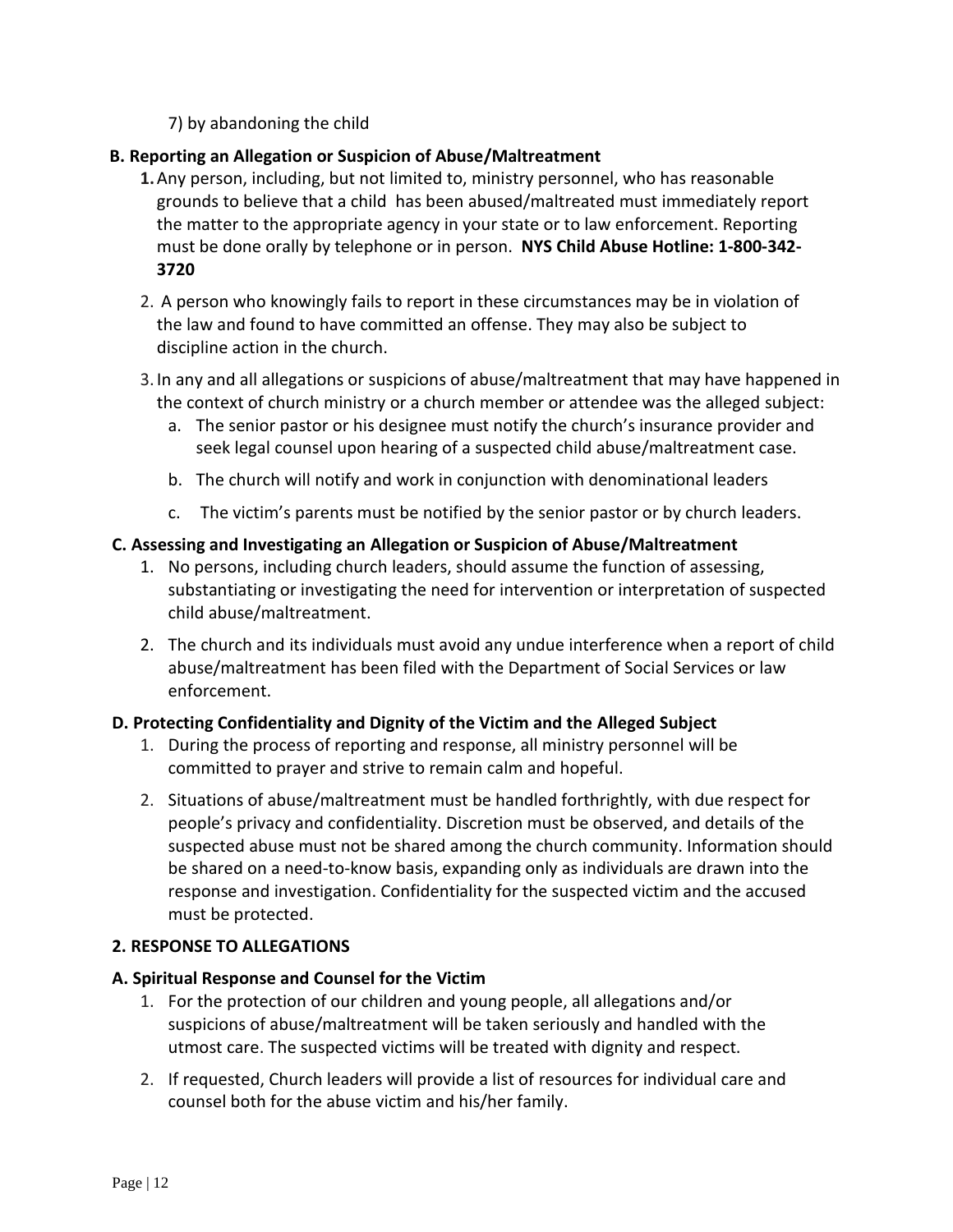7) by abandoning the child

**B. Reporting an Allegation or Suspicion of Abuse/Maltreatment**

1. Any person, including, but not limited to, ministry personnel, who has reasonable grounds to believe that a child has been abused/maltreated must immediately report the matter to the appropriate agency in your state or to law enforcement. Reporting must be done orally by telephone or in person. **NYS Child Abuse Hotline: 1-800-342-3720**
2. A person who knowingly fails to report in these circumstances may be in violation of the law and found to have committed an offense. They may also be subject to discipline action in the church.
3. In any and all allegations or suspicions of abuse/maltreatment that may have happened in the context of church ministry or a church member or attendee was the alleged subject:
   a. The senior pastor or his designee must notify the church's insurance provider and seek legal counsel upon hearing of a suspected child abuse/maltreatment case.
   b. The church will notify and work in conjunction with denominational leaders
   c. The victim's parents must be notified by the senior pastor or by church leaders.

**C. Assessing and Investigating an Allegation or Suspicion of Abuse/Maltreatment**

1. No persons, including church leaders, should assume the function of assessing, substantiating or investigating the need for intervention or interpretation of suspected child abuse/maltreatment.
2. The church and its individuals must avoid any undue interference when a report of child abuse/maltreatment has been filed with the Department of Social Services or law enforcement.

**D. Protecting Confidentiality and Dignity of the Victim and the Alleged Subject**

1. During the process of reporting and response, all ministry personnel will be committed to prayer and strive to remain calm and hopeful.
2. Situations of abuse/maltreatment must be handled forthrightly, with due respect for people's privacy and confidentiality. Discretion must be observed, and details of the suspected abuse must not be shared among the church community. Information should be shared on a need-to-know basis, expanding only as individuals are drawn into the response and investigation. Confidentiality for the suspected victim and the accused must be protected.

**2. RESPONSE TO ALLEGATIONS**

**A. Spiritual Response and Counsel for the Victim**

1. For the protection of our children and young people, all allegations and/or suspicions of abuse/maltreatment will be taken seriously and handled with the utmost care. The suspected victims will be treated with dignity and respect.
2. If requested, Church leaders will provide a list of resources for individual care and counsel both for the abuse victim and his/her family.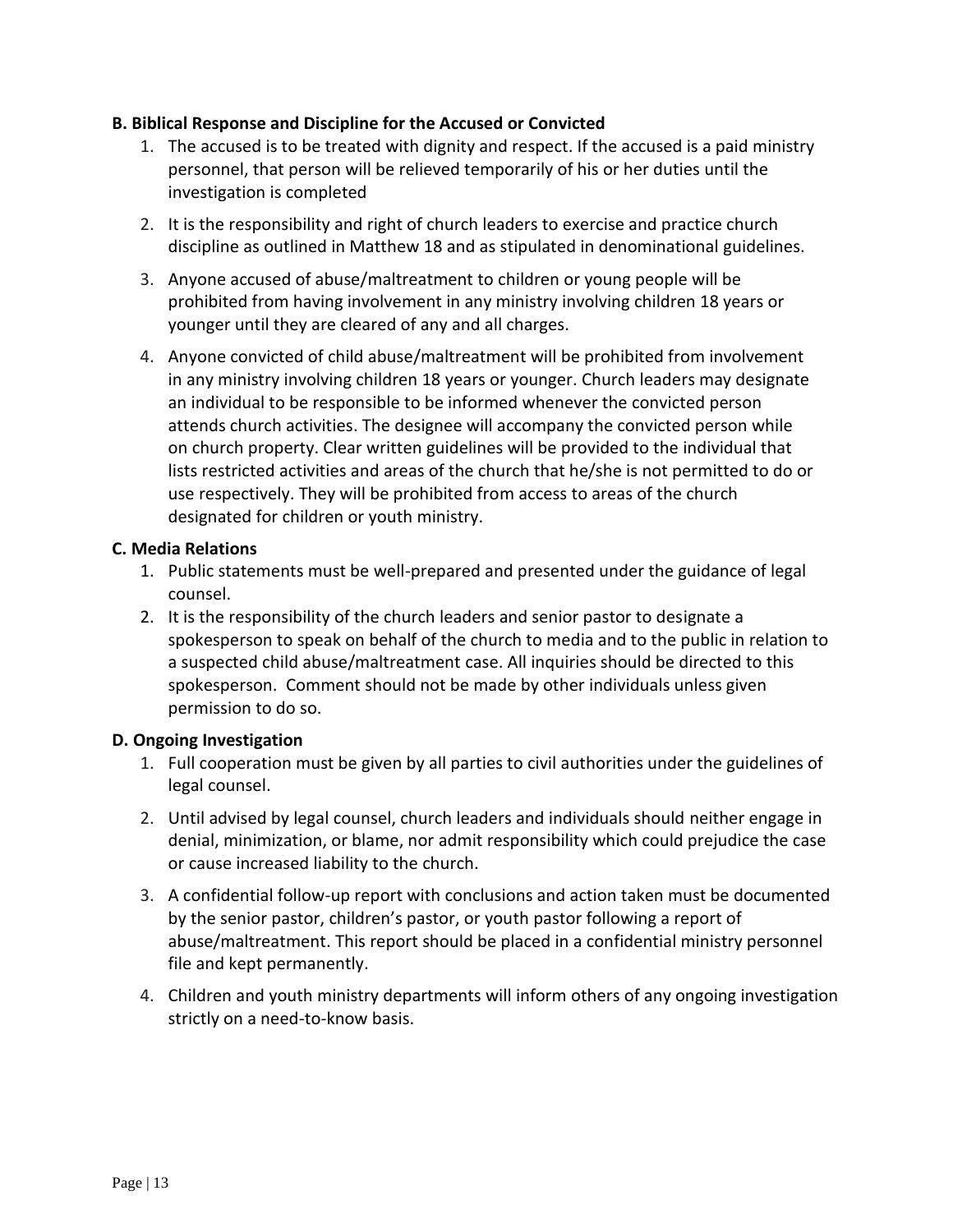**B. Biblical Response and Discipline for the Accused or Convicted**

1. The accused is to be treated with dignity and respect. If the accused is a paid ministry personnel, that person will be relieved temporarily of his or her duties until the investigation is completed
2. It is the responsibility and right of church leaders to exercise and practice church discipline as outlined in Matthew 18 and as stipulated in denominational guidelines.
3. Anyone accused of abuse/maltreatment to children or young people will be prohibited from having involvement in any ministry involving children 18 years or younger until they are cleared of any and all charges.
4. Anyone convicted of child abuse/maltreatment will be prohibited from involvement in any ministry involving children 18 years or younger. Church leaders may designate an individual to be responsible to be informed whenever the convicted person attends church activities. The designee will accompany the convicted person while on church property. Clear written guidelines will be provided to the individual that lists restricted activities and areas of the church that he/she is not permitted to do or use respectively. They will be prohibited from access to areas of the church designated for children or youth ministry.

**C. Media Relations**

1. Public statements must be well-prepared and presented under the guidance of legal counsel.
2. It is the responsibility of the church leaders and senior pastor to designate a spokesperson to speak on behalf of the church to media and to the public in relation to a suspected child abuse/maltreatment case. All inquiries should be directed to this spokesperson. Comment should not be made by other individuals unless given permission to do so.

**D. Ongoing Investigation**

1. Full cooperation must be given by all parties to civil authorities under the guidelines of legal counsel.
2. Until advised by legal counsel, church leaders and individuals should neither engage in denial, minimization, or blame, nor admit responsibility which could prejudice the case or cause increased liability to the church.
3. A confidential follow-up report with conclusions and action taken must be documented by the senior pastor, children's pastor, or youth pastor following a report of abuse/maltreatment. This report should be placed in a confidential ministry personnel file and kept permanently.
4. Children and youth ministry departments will inform others of any ongoing investigation strictly on a need-to-know basis.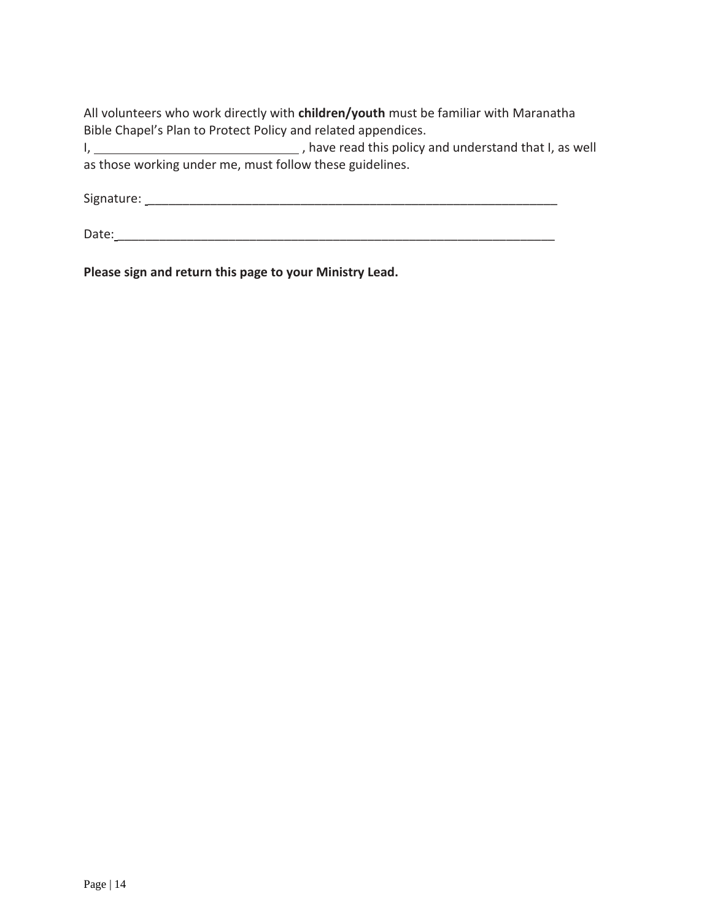All volunteers who work directly with **children/youth** must be familiar with Maranatha Bible Chapel's Plan to Protect Policy and related appendices.

I, ______________________________ , have read this policy and understand that I, as well as those working under me, must follow these guidelines.

Signature: ______________________________________________________________

Date: _________________________________________________________________

**Please sign and return this page to your Ministry Lead.**